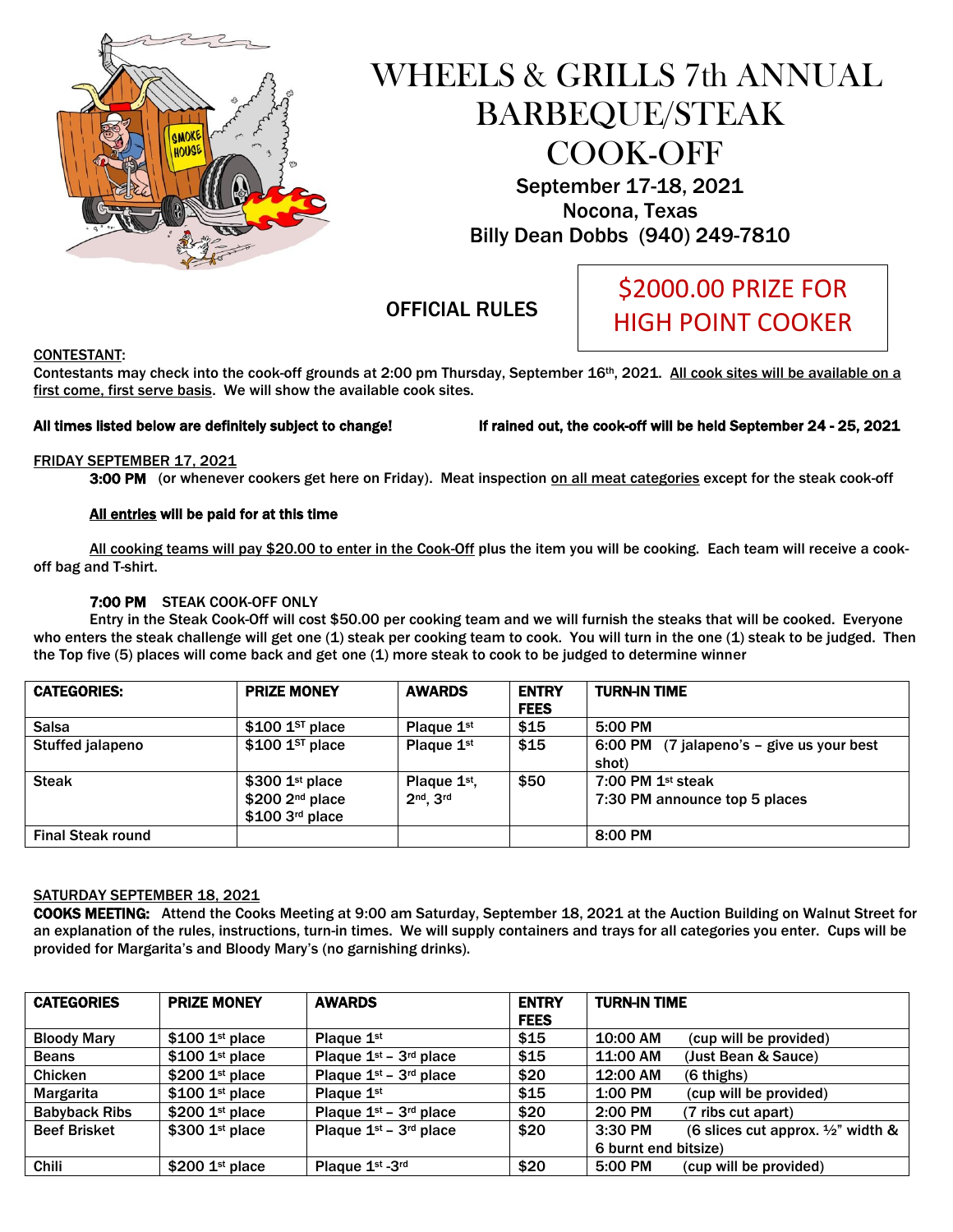# WHEELS & GRILLS 7th ANNUAL BARBEQUE/STEAK COOK-OFF

**September 17-18, 2021**
**Nocona, Texas**
**Billy Dean Dobbs (940) 249-7810**

## OFFICIAL RULES

**$2000.00 PRIZE FOR HIGH POINT COOKER**

**CONTESTANT:**

Contestants may check into the cook-off grounds at 2:00 pm Thursday, September 16th, 2021. All cook sites will be available on a first come, first serve basis. We will show the available cook sites.

**All times listed below are definitely subject to change!** **If rained out, the cook-off will be held September 24 - 25, 2021**

**FRIDAY SEPTEMBER 17, 2021**

**3:00 PM** (or whenever cookers get here on Friday). Meat inspection on all meat categories except for the steak cook-off

**All entries will be paid for at this time**

All cooking teams will pay $20.00 to enter in the Cook-Off plus the item you will be cooking. Each team will receive a cook-off bag and T-shirt.

**7:00 PM** STEAK COOK-OFF ONLY

Entry in the Steak Cook-Off will cost $50.00 per cooking team and we will furnish the steaks that will be cooked. Everyone who enters the steak challenge will get one (1) steak per cooking team to cook. You will turn in the one (1) steak to be judged. Then the Top five (5) places will come back and get one (1) more steak to cook to be judged to determine winner

| CATEGORIES: | PRIZE MONEY | AWARDS | ENTRY FEES | TURN-IN TIME |
|---|---|---|---|---|
| Salsa | $100 1ST place | Plaque 1st | $15 | 5:00 PM |
| Stuffed jalapeno | $100 1ST place | Plaque 1st | $15 | 6:00 PM (7 jalapeno's – give us your best shot) |
| Steak | $300 1st place<br>$200 2nd place<br>$100 3rd place | Plaque 1st, 2nd, 3rd | $50 | 7:00 PM 1st steak<br>7:30 PM announce top 5 places |
| Final Steak round | | | | 8:00 PM |

**SATURDAY SEPTEMBER 18, 2021**

**COOKS MEETING:** Attend the Cooks Meeting at 9:00 am Saturday, September 18, 2021 at the Auction Building on Walnut Street for an explanation of the rules, instructions, turn-in times. We will supply containers and trays for all categories you enter. Cups will be provided for Margarita's and Bloody Mary's (no garnishing drinks).

| CATEGORIES | PRIZE MONEY | AWARDS | ENTRY FEES | TURN-IN TIME |
|---|---|---|---|---|
| Bloody Mary | $100 1st place | Plaque 1st | $15 | 10:00 AM (cup will be provided) |
| Beans | $100 1st place | Plaque 1st – 3rd place | $15 | 11:00 AM (Just Bean & Sauce) |
| Chicken | $200 1st place | Plaque 1st – 3rd place | $20 | 12:00 AM (6 thighs) |
| Margarita | $100 1st place | Plaque 1st | $15 | 1:00 PM (cup will be provided) |
| Babyback Ribs | $200 1st place | Plaque 1st – 3rd place | $20 | 2:00 PM (7 ribs cut apart) |
| Beef Brisket | $300 1st place | Plaque 1st – 3rd place | $20 | 3:30 PM (6 slices cut approx. ½" width & 6 burnt end bitsize) |
| Chili | $200 1st place | Plaque 1st -3rd | $20 | 5:00 PM (cup will be provided) |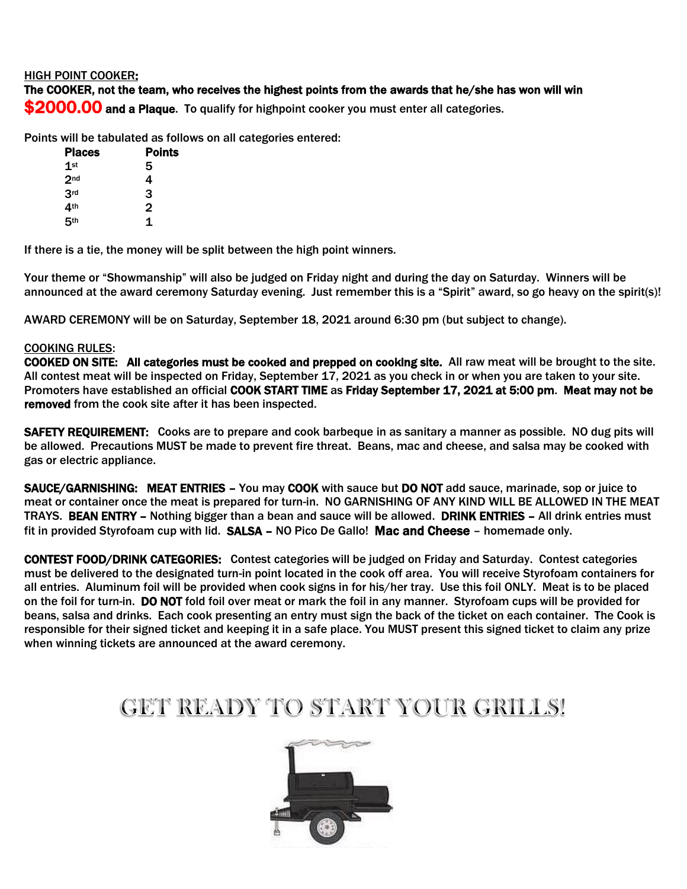HIGH POINT COOKER:

**The COOKER, not the team, who receives the highest points from the awards that he/she has won will win $2000.00 and a Plaque.** To qualify for highpoint cooker you must enter all categories.

Points will be tabulated as follows on all categories entered:

| Places | Points |
|---|---|
| 1st | 5 |
| 2nd | 4 |
| 3rd | 3 |
| 4th | 2 |
| 5th | 1 |

If there is a tie, the money will be split between the high point winners.

Your theme or "Showmanship" will also be judged on Friday night and during the day on Saturday. Winners will be announced at the award ceremony Saturday evening. Just remember this is a "Spirit" award, so go heavy on the spirit(s)!

AWARD CEREMONY will be on Saturday, September 18, 2021 around 6:30 pm (but subject to change).

COOKING RULES:

**COOKED ON SITE: All categories must be cooked and prepped on cooking site.** All raw meat will be brought to the site. All contest meat will be inspected on Friday, September 17, 2021 as you check in or when you are taken to your site. Promoters have established an official **COOK START TIME** as **Friday September 17, 2021 at 5:00 pm**. **Meat may not be removed** from the cook site after it has been inspected.

**SAFETY REQUIREMENT:** Cooks are to prepare and cook barbeque in as sanitary a manner as possible. NO dug pits will be allowed. Precautions MUST be made to prevent fire threat. Beans, mac and cheese, and salsa may be cooked with gas or electric appliance.

**SAUCE/GARNISHING:** **MEAT ENTRIES –** You may **COOK** with sauce but **DO NOT** add sauce, marinade, sop or juice to meat or container once the meat is prepared for turn-in. NO GARNISHING OF ANY KIND WILL BE ALLOWED IN THE MEAT TRAYS. **BEAN ENTRY –** Nothing bigger than a bean and sauce will be allowed. **DRINK ENTRIES –** All drink entries must fit in provided Styrofoam cup with lid. **SALSA –** NO Pico De Gallo! **Mac and Cheese** – homemade only.

**CONTEST FOOD/DRINK CATEGORIES:** Contest categories will be judged on Friday and Saturday. Contest categories must be delivered to the designated turn-in point located in the cook off area. You will receive Styrofoam containers for all entries. Aluminum foil will be provided when cook signs in for his/her tray. Use this foil ONLY. Meat is to be placed on the foil for turn-in. **DO NOT** fold foil over meat or mark the foil in any manner. Styrofoam cups will be provided for beans, salsa and drinks. Each cook presenting an entry must sign the back of the ticket on each container. The Cook is responsible for their signed ticket and keeping it in a safe place. You MUST present this signed ticket to claim any prize when winning tickets are announced at the award ceremony.

# GET READY TO START YOUR GRILLS!